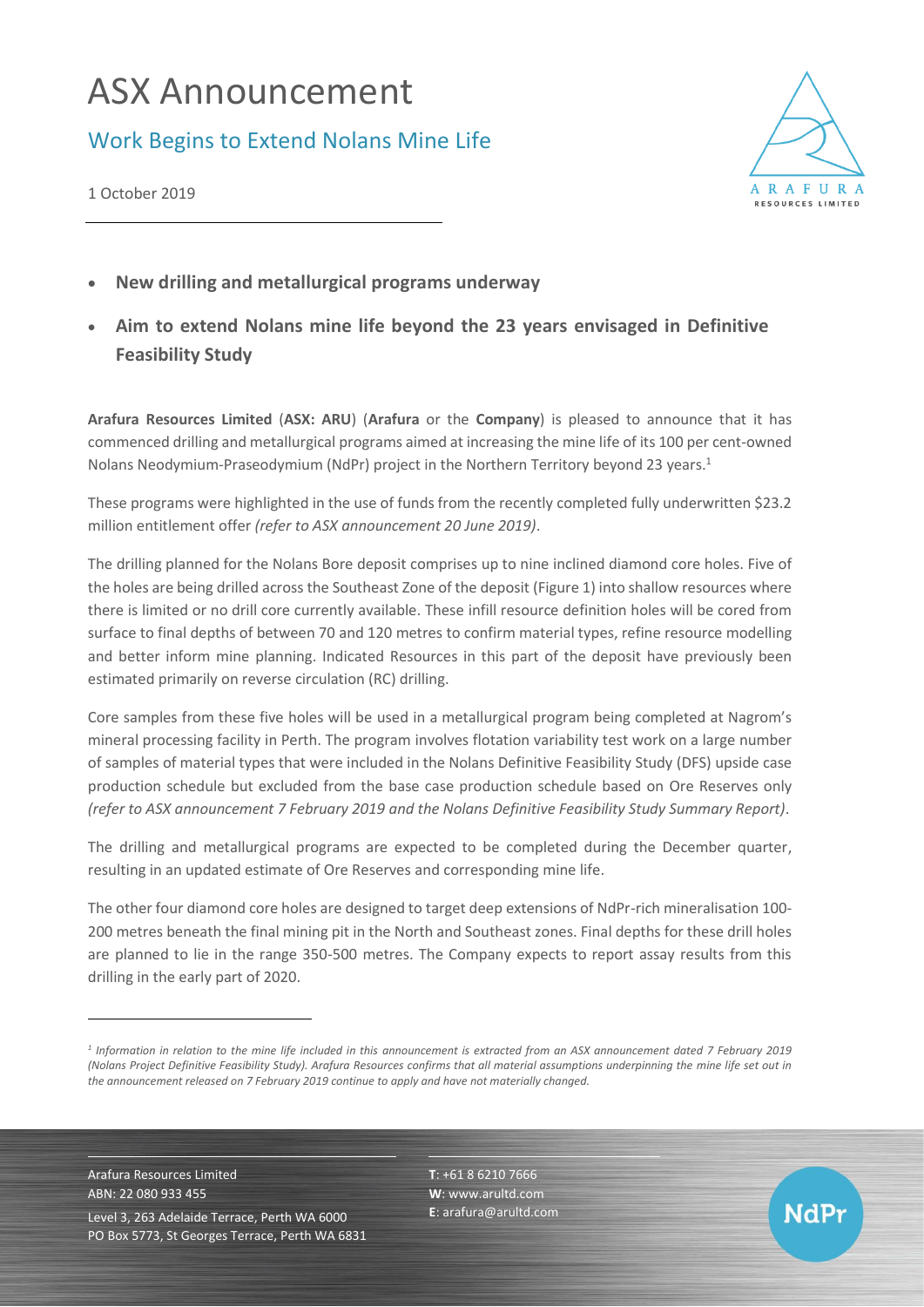# ASX Announcement

## Work Begins to Extend Nolans Mine Life

1 October 2019

- **New drilling and metallurgical programs underway**
- **Aim to extend Nolans mine life beyond the 23 years envisaged in Definitive Feasibility Study**

**Arafura Resources Limited** (**ASX: ARU**) (**Arafura** or the **Company**) is pleased to announce that it has commenced drilling and metallurgical programs aimed at increasing the mine life of its 100 per cent-owned Nolans Neodymium-Praseodymium (NdPr) project in the Northern Territory beyond 23 years.[1]

These programs were highlighted in the use of funds from the recently completed fully underwritten $23.2 million entitlement offer *(refer to ASX announcement 20 June 2019)*.

The drilling planned for the Nolans Bore deposit comprises up to nine inclined diamond core holes. Five of the holes are being drilled across the Southeast Zone of the deposit (Figure 1) into shallow resources where there is limited or no drill core currently available. These infill resource definition holes will be cored from surface to final depths of between 70 and 120 metres to confirm material types, refine resource modelling and better inform mine planning. Indicated Resources in this part of the deposit have previously been estimated primarily on reverse circulation (RC) drilling.

Core samples from these five holes will be used in a metallurgical program being completed at Nagrom's mineral processing facility in Perth. The program involves flotation variability test work on a large number of samples of material types that were included in the Nolans Definitive Feasibility Study (DFS) upside case production schedule but excluded from the base case production schedule based on Ore Reserves only *(refer to ASX announcement 7 February 2019 and the Nolans Definitive Feasibility Study Summary Report)*.

The drilling and metallurgical programs are expected to be completed during the December quarter, resulting in an updated estimate of Ore Reserves and corresponding mine life.

The other four diamond core holes are designed to target deep extensions of NdPr-rich mineralisation 100-200 metres beneath the final mining pit in the North and Southeast zones. Final depths for these drill holes are planned to lie in the range 350-500 metres. The Company expects to report assay results from this drilling in the early part of 2020.

---

*[1] Information in relation to the mine life included in this announcement is extracted from an ASX announcement dated 7 February 2019 (Nolans Project Definitive Feasibility Study). Arafura Resources confirms that all material assumptions underpinning the mine life set out in the announcement released on 7 February 2019 continue to apply and have not materially changed.*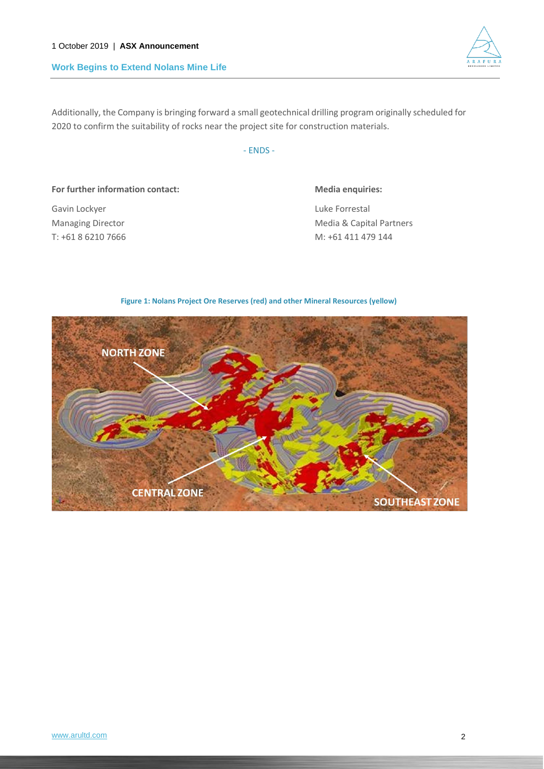Additionally, the Company is bringing forward a small geotechnical drilling program originally scheduled for 2020 to confirm the suitability of rocks near the project site for construction materials.

- ENDS -

**For further information contact:**

Gavin Lockyer
Managing Director
T: +61 8 6210 7666

**Media enquiries:**

Luke Forrestal
Media & Capital Partners
M: +61 411 479 144

**Figure 1: Nolans Project Ore Reserves (red) and other Mineral Resources (yellow)**

NORTH ZONE

CENTRAL ZONE

SOUTHEAST ZONE